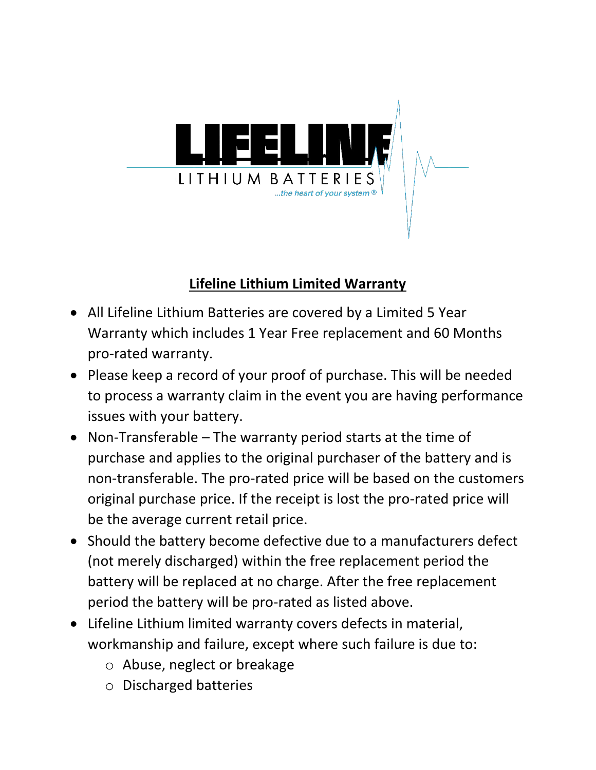LIFELINE

LITHIUM BATTERIES

*...the heart of your system ®*

## Lifeline Lithium Limited Warranty

- All Lifeline Lithium Batteries are covered by a Limited 5 Year Warranty which includes 1 Year Free replacement and 60 Months pro-rated warranty.
- Please keep a record of your proof of purchase. This will be needed to process a warranty claim in the event you are having performance issues with your battery.
- Non-Transferable – The warranty period starts at the time of purchase and applies to the original purchaser of the battery and is non-transferable. The pro-rated price will be based on the customers original purchase price. If the receipt is lost the pro-rated price will be the average current retail price.
- Should the battery become defective due to a manufacturers defect (not merely discharged) within the free replacement period the battery will be replaced at no charge. After the free replacement period the battery will be pro-rated as listed above.
- Lifeline Lithium limited warranty covers defects in material, workmanship and failure, except where such failure is due to:
  - Abuse, neglect or breakage
  - Discharged batteries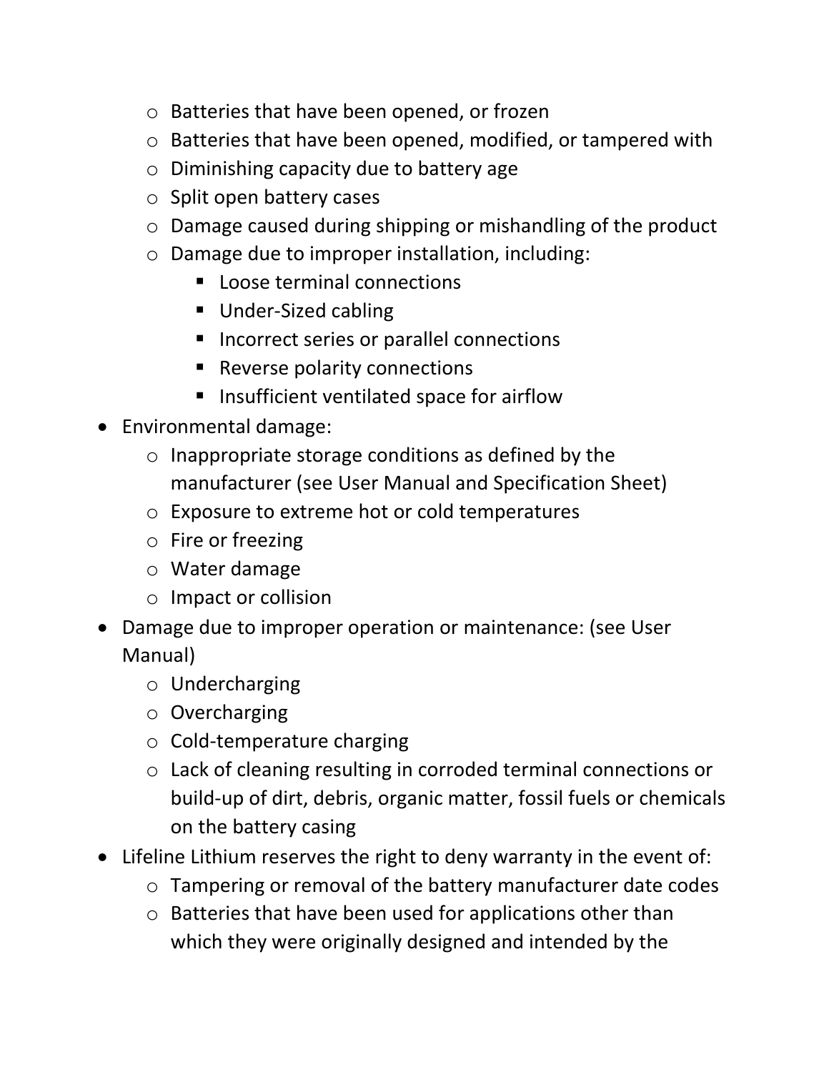- Batteries that have been opened, or frozen
  - Batteries that have been opened, modified, or tampered with
  - Diminishing capacity due to battery age
  - Split open battery cases
  - Damage caused during shipping or mishandling of the product
  - Damage due to improper installation, including:
    - Loose terminal connections
    - Under-Sized cabling
    - Incorrect series or parallel connections
    - Reverse polarity connections
    - Insufficient ventilated space for airflow
- Environmental damage:
  - Inappropriate storage conditions as defined by the manufacturer (see User Manual and Specification Sheet)
  - Exposure to extreme hot or cold temperatures
  - Fire or freezing
  - Water damage
  - Impact or collision
- Damage due to improper operation or maintenance: (see User Manual)
  - Undercharging
  - Overcharging
  - Cold-temperature charging
  - Lack of cleaning resulting in corroded terminal connections or build-up of dirt, debris, organic matter, fossil fuels or chemicals on the battery casing
- Lifeline Lithium reserves the right to deny warranty in the event of:
  - Tampering or removal of the battery manufacturer date codes
  - Batteries that have been used for applications other than which they were originally designed and intended by the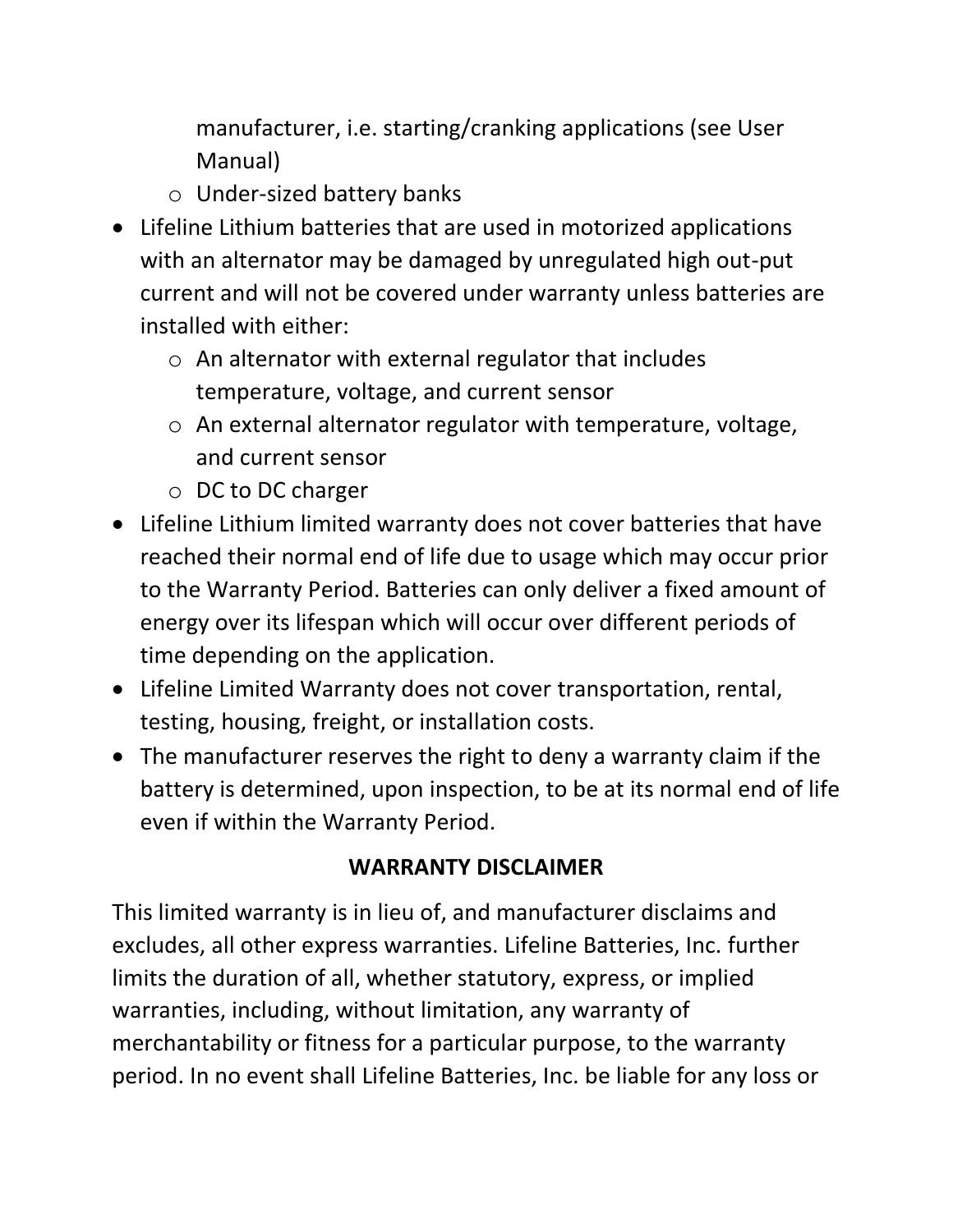manufacturer, i.e. starting/cranking applications (see User Manual)
  - Under-sized battery banks
- Lifeline Lithium batteries that are used in motorized applications with an alternator may be damaged by unregulated high out-put current and will not be covered under warranty unless batteries are installed with either:
  - An alternator with external regulator that includes temperature, voltage, and current sensor
  - An external alternator regulator with temperature, voltage, and current sensor
  - DC to DC charger
- Lifeline Lithium limited warranty does not cover batteries that have reached their normal end of life due to usage which may occur prior to the Warranty Period. Batteries can only deliver a fixed amount of energy over its lifespan which will occur over different periods of time depending on the application.
- Lifeline Limited Warranty does not cover transportation, rental, testing, housing, freight, or installation costs.
- The manufacturer reserves the right to deny a warranty claim if the battery is determined, upon inspection, to be at its normal end of life even if within the Warranty Period.

## WARRANTY DISCLAIMER

This limited warranty is in lieu of, and manufacturer disclaims and excludes, all other express warranties. Lifeline Batteries, Inc. further limits the duration of all, whether statutory, express, or implied warranties, including, without limitation, any warranty of merchantability or fitness for a particular purpose, to the warranty period. In no event shall Lifeline Batteries, Inc. be liable for any loss or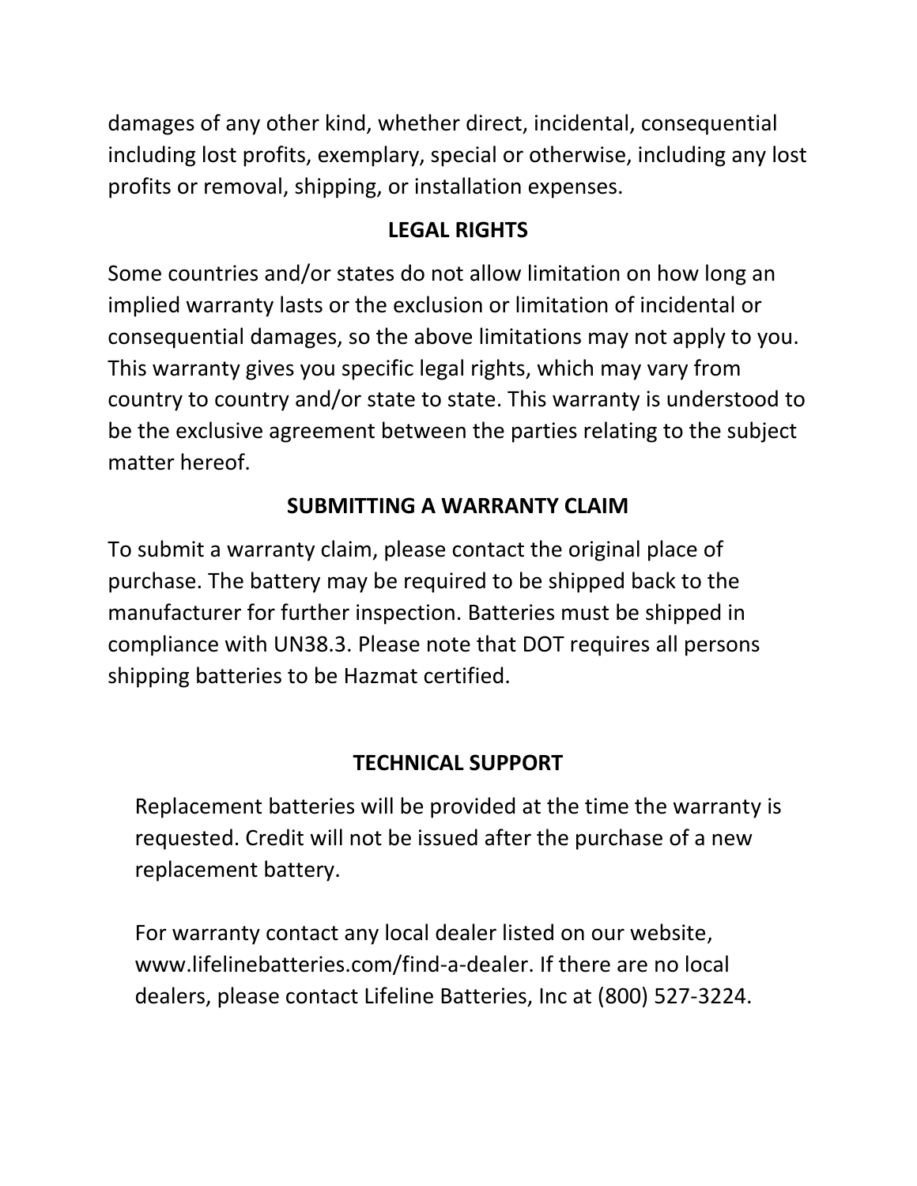damages of any other kind, whether direct, incidental, consequential including lost profits, exemplary, special or otherwise, including any lost profits or removal, shipping, or installation expenses.

## LEGAL RIGHTS

Some countries and/or states do not allow limitation on how long an implied warranty lasts or the exclusion or limitation of incidental or consequential damages, so the above limitations may not apply to you. This warranty gives you specific legal rights, which may vary from country to country and/or state to state. This warranty is understood to be the exclusive agreement between the parties relating to the subject matter hereof.

## SUBMITTING A WARRANTY CLAIM

To submit a warranty claim, please contact the original place of purchase. The battery may be required to be shipped back to the manufacturer for further inspection. Batteries must be shipped in compliance with UN38.3. Please note that DOT requires all persons shipping batteries to be Hazmat certified.

## TECHNICAL SUPPORT

Replacement batteries will be provided at the time the warranty is requested. Credit will not be issued after the purchase of a new replacement battery.

For warranty contact any local dealer listed on our website, www.lifelinebatteries.com/find-a-dealer. If there are no local dealers, please contact Lifeline Batteries, Inc at (800) 527-3224.